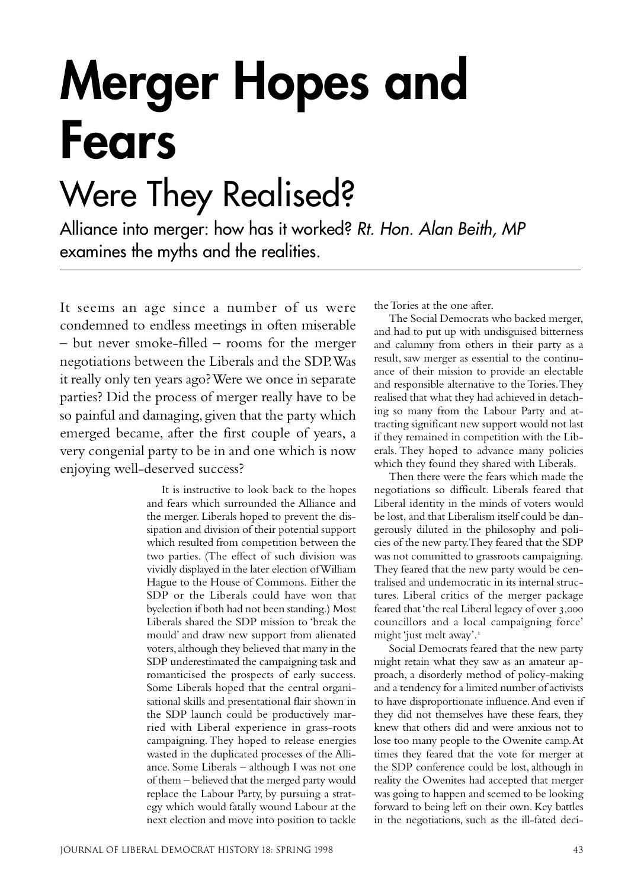# Merger Hopes and Fears

## Were They Realised?

Alliance into merger: how has it worked? *Rt. Hon. Alan Beith, MP* examines the myths and the realities.

It seems an age since a number of us were condemned to endless meetings in often miserable – but never smoke-filled – rooms for the merger negotiations between the Liberals and the SDP. Was it really only ten years ago? Were we once in separate parties? Did the process of merger really have to be so painful and damaging, given that the party which emerged became, after the first couple of years, a very congenial party to be in and one which is now enjoying well-deserved success?

It is instructive to look back to the hopes and fears which surrounded the Alliance and the merger. Liberals hoped to prevent the dissipation and division of their potential support which resulted from competition between the two parties. (The effect of such division was vividly displayed in the later election of William Hague to the House of Commons. Either the SDP or the Liberals could have won that byelection if both had not been standing.) Most Liberals shared the SDP mission to 'break the mould' and draw new support from alienated voters, although they believed that many in the SDP underestimated the campaigning task and romanticised the prospects of early success. Some Liberals hoped that the central organisational skills and presentational flair shown in the SDP launch could be productively married with Liberal experience in grass-roots campaigning. They hoped to release energies wasted in the duplicated processes of the Alliance. Some Liberals – although I was not one of them – believed that the merged party would replace the Labour Party, by pursuing a strategy which would fatally wound Labour at the next election and move into position to tackle the Tories at the one after.

The Social Democrats who backed merger, and had to put up with undisguised bitterness and calumny from others in their party as a result, saw merger as essential to the continuance of their mission to provide an electable and responsible alternative to the Tories. They realised that what they had achieved in detaching so many from the Labour Party and attracting significant new support would not last if they remained in competition with the Liberals. They hoped to advance many policies which they found they shared with Liberals.

Then there were the fears which made the negotiations so difficult. Liberals feared that Liberal identity in the minds of voters would be lost, and that Liberalism itself could be dangerously diluted in the philosophy and policies of the new party. They feared that the SDP was not committed to grassroots campaigning. They feared that the new party would be centralised and undemocratic in its internal structures. Liberal critics of the merger package feared that 'the real Liberal legacy of over 3,000 councillors and a local campaigning force' might 'just melt away'.[1]

Social Democrats feared that the new party might retain what they saw as an amateur approach, a disorderly method of policy-making and a tendency for a limited number of activists to have disproportionate influence. And even if they did not themselves have these fears, they knew that others did and were anxious not to lose too many people to the Owenite camp. At times they feared that the vote for merger at the SDP conference could be lost, although in reality the Owenites had accepted that merger was going to happen and seemed to be looking forward to being left on their own. Key battles in the negotiations, such as the ill-fated deci-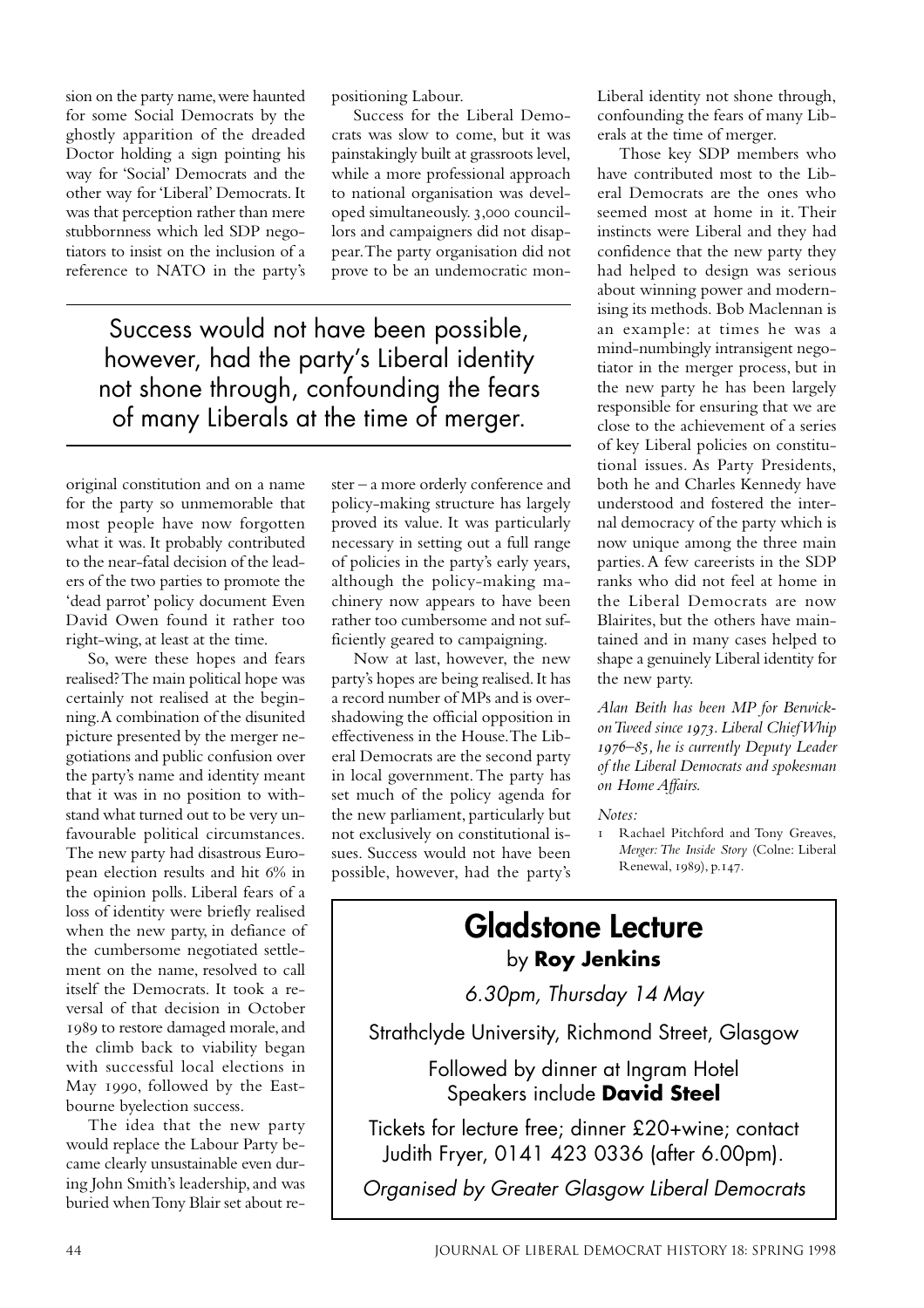sion on the party name, were haunted for some Social Democrats by the ghostly apparition of the dreaded Doctor holding a sign pointing his way for 'Social' Democrats and the other way for 'Liberal' Democrats. It was that perception rather than mere stubbornness which led SDP negotiators to insist on the inclusion of a reference to NATO in the party's original constitution and on a name for the party so unmemorable that most people have now forgotten what it was. It probably contributed to the near-fatal decision of the leaders of the two parties to promote the 'dead parrot' policy document Even David Owen found it rather too right-wing, at least at the time.

So, were these hopes and fears realised? The main political hope was certainly not realised at the beginning. A combination of the disunited picture presented by the merger negotiations and public confusion over the party's name and identity meant that it was in no position to withstand what turned out to be very unfavourable political circumstances. The new party had disastrous European election results and hit 6% in the opinion polls. Liberal fears of a loss of identity were briefly realised when the new party, in defiance of the cumbersome negotiated settlement on the name, resolved to call itself the Democrats. It took a reversal of that decision in October 1989 to restore damaged morale, and the climb back to viability began with successful local elections in May 1990, followed by the Eastbourne byelection success.

The idea that the new party would replace the Labour Party became clearly unsustainable even during John Smith's leadership, and was buried when Tony Blair set about repositioning Labour.

Success for the Liberal Democrats was slow to come, but it was painstakingly built at grassroots level, while a more professional approach to national organisation was developed simultaneously. 3,000 councillors and campaigners did not disappear. The party organisation did not prove to be an undemocratic monster – a more orderly conference and policy-making structure has largely proved its value. It was particularly necessary in setting out a full range of policies in the party's early years, although the policy-making machinery now appears to have been rather too cumbersome and not sufficiently geared to campaigning.

Now at last, however, the new party's hopes are being realised. It has a record number of MPs and is overshadowing the official opposition in effectiveness in the House. The Liberal Democrats are the second party in local government. The party has set much of the policy agenda for the new parliament, particularly but not exclusively on constitutional issues. Success would not have been possible, however, had the party's Liberal identity not shone through, confounding the fears of many Liberals at the time of merger.

> Success would not have been possible, however, had the party's Liberal identity not shone through, confounding the fears of many Liberals at the time of merger.

Those key SDP members who have contributed most to the Liberal Democrats are the ones who seemed most at home in it. Their instincts were Liberal and they had confidence that the new party they had helped to design was serious about winning power and modernising its methods. Bob Maclennan is an example: at times he was a mind-numbingly intransigent negotiator in the merger process, but in the new party he has been largely responsible for ensuring that we are close to the achievement of a series of key Liberal policies on constitutional issues. As Party Presidents, both he and Charles Kennedy have understood and fostered the internal democracy of the party which is now unique among the three main parties. A few careerists in the SDP ranks who did not feel at home in the Liberal Democrats are now Blairites, but the others have maintained and in many cases helped to shape a genuinely Liberal identity for the new party.

*Alan Beith has been MP for Berwick-on-Tweed since 1973. Liberal Chief Whip 1976–85, he is currently Deputy Leader of the Liberal Democrats and spokesman on Home Affairs.*

*Notes:*

1 Rachael Pitchford and Tony Greaves, *Merger: The Inside Story* (Colne: Liberal Renewal, 1989), p.147.

## Gladstone Lecture

by **Roy Jenkins**

*6.30pm, Thursday 14 May*

Strathclyde University, Richmond Street, Glasgow

Followed by dinner at Ingram Hotel
Speakers include **David Steel**

Tickets for lecture free; dinner £20+wine; contact Judith Fryer, 0141 423 0336 (after 6.00pm).

*Organised by Greater Glasgow Liberal Democrats*